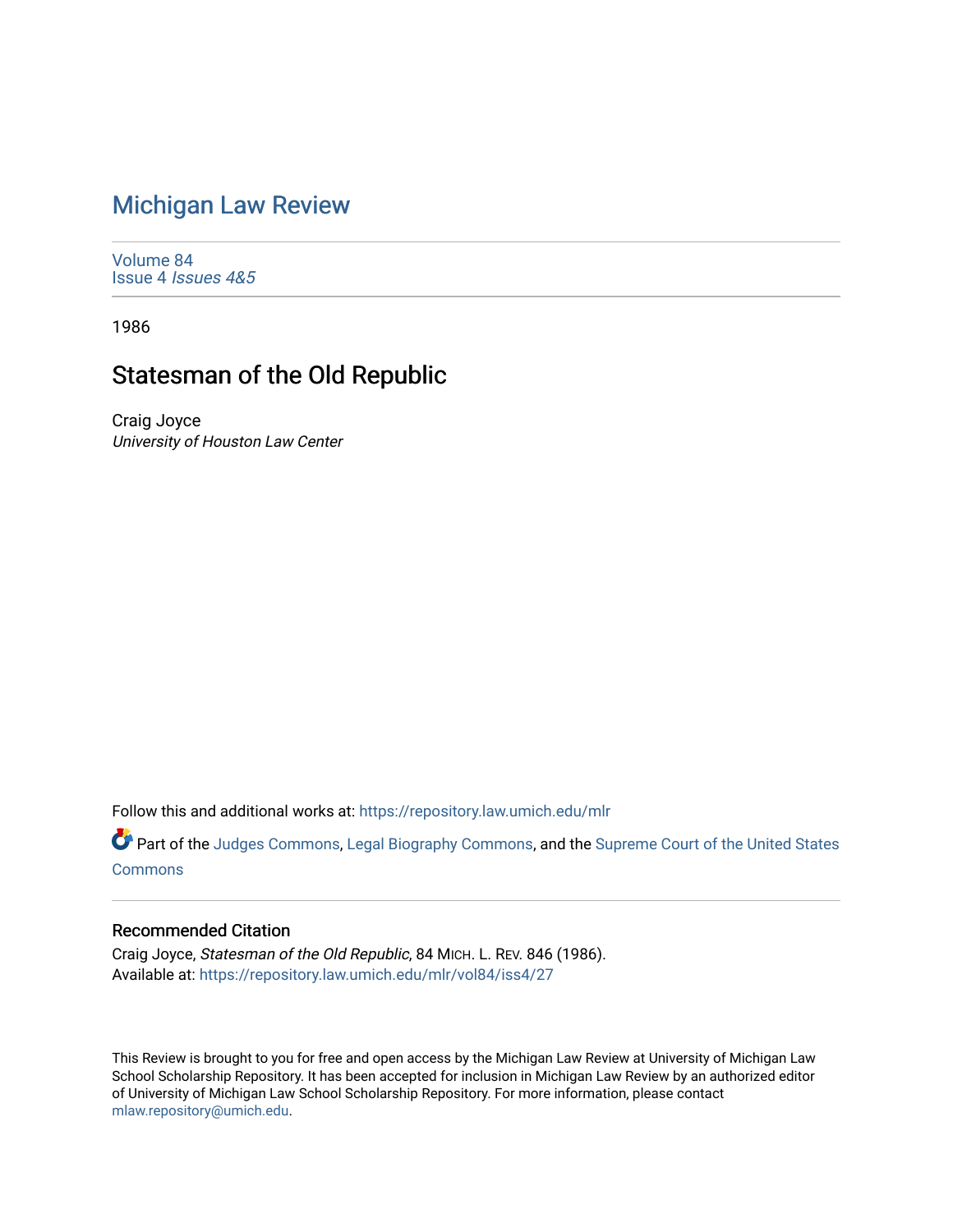# Michigan Law Review

Volume 84
Issue 4 *Issues 4&5*

1986

## Statesman of the Old Republic

Craig Joyce
*University of Houston Law Center*

Follow this and additional works at: https://repository.law.umich.edu/mlr

Part of the Judges Commons, Legal Biography Commons, and the Supreme Court of the United States Commons

### Recommended Citation

Craig Joyce, *Statesman of the Old Republic*, 84 MICH. L. REV. 846 (1986).
Available at: https://repository.law.umich.edu/mlr/vol84/iss4/27

This Review is brought to you for free and open access by the Michigan Law Review at University of Michigan Law School Scholarship Repository. It has been accepted for inclusion in Michigan Law Review by an authorized editor of University of Michigan Law School Scholarship Repository. For more information, please contact mlaw.repository@umich.edu.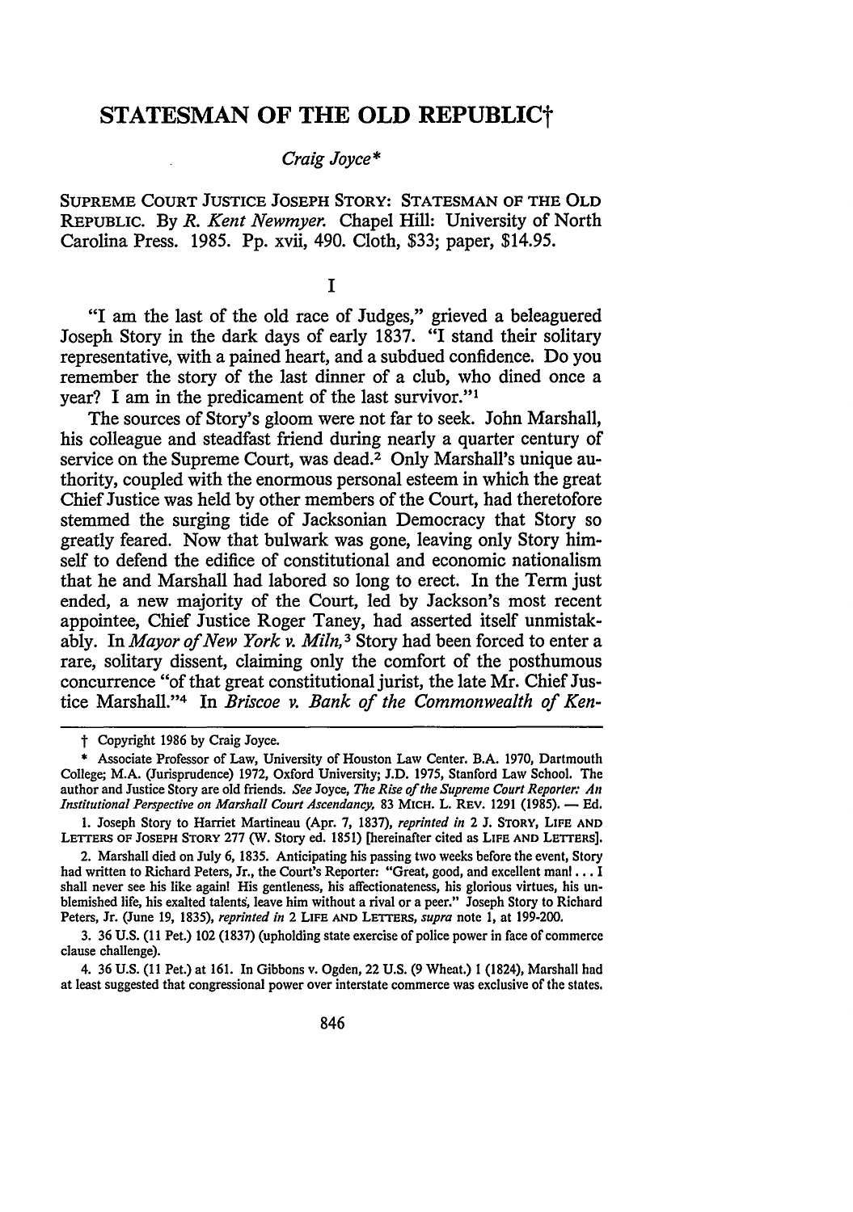# STATESMAN OF THE OLD REPUBLIC†

*Craig Joyce\**

SUPREME COURT JUSTICE JOSEPH STORY: STATESMAN OF THE OLD REPUBLIC. By *R. Kent Newmyer.* Chapel Hill: University of North Carolina Press. 1985. Pp. xvii, 490. Cloth, $33; paper, $14.95.

I

"I am the last of the old race of Judges," grieved a beleaguered Joseph Story in the dark days of early 1837. "I stand their solitary representative, with a pained heart, and a subdued confidence. Do you remember the story of the last dinner of a club, who dined once a year? I am in the predicament of the last survivor."[1]

The sources of Story's gloom were not far to seek. John Marshall, his colleague and steadfast friend during nearly a quarter century of service on the Supreme Court, was dead.[2] Only Marshall's unique authority, coupled with the enormous personal esteem in which the great Chief Justice was held by other members of the Court, had theretofore stemmed the surging tide of Jacksonian Democracy that Story so greatly feared. Now that bulwark was gone, leaving only Story himself to defend the edifice of constitutional and economic nationalism that he and Marshall had labored so long to erect. In the Term just ended, a new majority of the Court, led by Jackson's most recent appointee, Chief Justice Roger Taney, had asserted itself unmistakably. In *Mayor of New York v. Miln,*[3] Story had been forced to enter a rare, solitary dissent, claiming only the comfort of the posthumous concurrence "of that great constitutional jurist, the late Mr. Chief Justice Marshall."[4] In *Briscoe v. Bank of the Commonwealth of Ken-*

---

† Copyright 1986 by Craig Joyce.

\* Associate Professor of Law, University of Houston Law Center. B.A. 1970, Dartmouth College; M.A. (Jurisprudence) 1972, Oxford University; J.D. 1975, Stanford Law School. The author and Justice Story are old friends. *See* Joyce, *The Rise of the Supreme Court Reporter: An Institutional Perspective on Marshall Court Ascendancy,* 83 MICH. L. REV. 1291 (1985). — Ed.

1. Joseph Story to Harriet Martineau (Apr. 7, 1837), *reprinted in* 2 J. STORY, LIFE AND LETTERS OF JOSEPH STORY 277 (W. Story ed. 1851) [hereinafter cited as LIFE AND LETTERS].

2. Marshall died on July 6, 1835. Anticipating his passing two weeks before the event, Story had written to Richard Peters, Jr., the Court's Reporter: "Great, good, and excellent man! . . . I shall never see his like again! His gentleness, his affectionateness, his glorious virtues, his unblemished life, his exalted talents, leave him without a rival or a peer." Joseph Story to Richard Peters, Jr. (June 19, 1835), *reprinted in* 2 LIFE AND LETTERS, *supra* note 1, at 199-200.

3. 36 U.S. (11 Pet.) 102 (1837) (upholding state exercise of police power in face of commerce clause challenge).

4. 36 U.S. (11 Pet.) at 161. In Gibbons v. Ogden, 22 U.S. (9 Wheat.) 1 (1824), Marshall had at least suggested that congressional power over interstate commerce was exclusive of the states.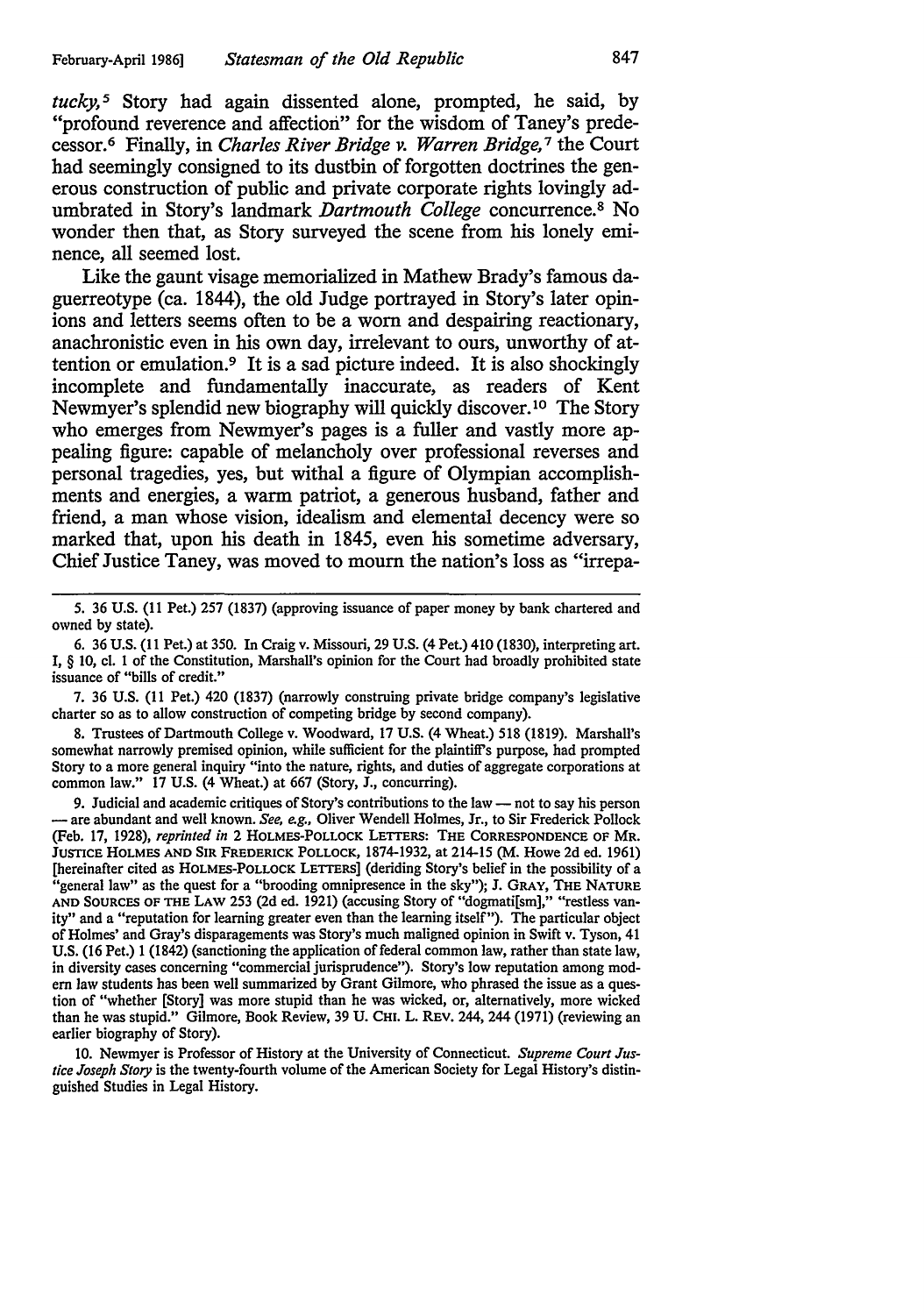*tucky,*[5] Story had again dissented alone, prompted, he said, by "profound reverence and affection" for the wisdom of Taney's predecessor.[6] Finally, in *Charles River Bridge v. Warren Bridge,*[7] the Court had seemingly consigned to its dustbin of forgotten doctrines the generous construction of public and private corporate rights lovingly adumbrated in Story's landmark *Dartmouth College* concurrence.[8] No wonder then that, as Story surveyed the scene from his lonely eminence, all seemed lost.

Like the gaunt visage memorialized in Mathew Brady's famous daguerreotype (ca. 1844), the old Judge portrayed in Story's later opinions and letters seems often to be a worn and despairing reactionary, anachronistic even in his own day, irrelevant to ours, unworthy of attention or emulation.[9] It is a sad picture indeed. It is also shockingly incomplete and fundamentally inaccurate, as readers of Kent Newmyer's splendid new biography will quickly discover.[10] The Story who emerges from Newmyer's pages is a fuller and vastly more appealing figure: capable of melancholy over professional reverses and personal tragedies, yes, but withal a figure of Olympian accomplishments and energies, a warm patriot, a generous husband, father and friend, a man whose vision, idealism and elemental decency were so marked that, upon his death in 1845, even his sometime adversary, Chief Justice Taney, was moved to mourn the nation's loss as "irrepa-

---

5. 36 U.S. (11 Pet.) 257 (1837) (approving issuance of paper money by bank chartered and owned by state).

6. 36 U.S. (11 Pet.) at 350. In Craig v. Missouri, 29 U.S. (4 Pet.) 410 (1830), interpreting art. I, § 10, cl. 1 of the Constitution, Marshall's opinion for the Court had broadly prohibited state issuance of "bills of credit."

7. 36 U.S. (11 Pet.) 420 (1837) (narrowly construing private bridge company's legislative charter so as to allow construction of competing bridge by second company).

8. Trustees of Dartmouth College v. Woodward, 17 U.S. (4 Wheat.) 518 (1819). Marshall's somewhat narrowly premised opinion, while sufficient for the plaintiff's purpose, had prompted Story to a more general inquiry "into the nature, rights, and duties of aggregate corporations at common law." 17 U.S. (4 Wheat.) at 667 (Story, J., concurring).

9. Judicial and academic critiques of Story's contributions to the law — not to say his person — are abundant and well known. *See, e.g.,* Oliver Wendell Holmes, Jr., to Sir Frederick Pollock (Feb. 17, 1928), *reprinted in* 2 HOLMES-POLLOCK LETTERS: THE CORRESPONDENCE OF MR. JUSTICE HOLMES AND SIR FREDERICK POLLOCK, 1874-1932, at 214-15 (M. Howe 2d ed. 1961) [hereinafter cited as HOLMES-POLLOCK LETTERS] (deriding Story's belief in the possibility of a "general law" as the quest for a "brooding omnipresence in the sky"); J. GRAY, THE NATURE AND SOURCES OF THE LAW 253 (2d ed. 1921) (accusing Story of "dogmati[sm]," "restless vanity" and a "reputation for learning greater even than the learning itself"). The particular object of Holmes' and Gray's disparagements was Story's much maligned opinion in Swift v. Tyson, 41 U.S. (16 Pet.) 1 (1842) (sanctioning the application of federal common law, rather than state law, in diversity cases concerning "commercial jurisprudence"). Story's low reputation among modern law students has been well summarized by Grant Gilmore, who phrased the issue as a question of "whether [Story] was more stupid than he was wicked, or, alternatively, more wicked than he was stupid." Gilmore, Book Review, 39 U. CHI. L. REV. 244, 244 (1971) (reviewing an earlier biography of Story).

10. Newmyer is Professor of History at the University of Connecticut. *Supreme Court Justice Joseph Story* is the twenty-fourth volume of the American Society for Legal History's distinguished Studies in Legal History.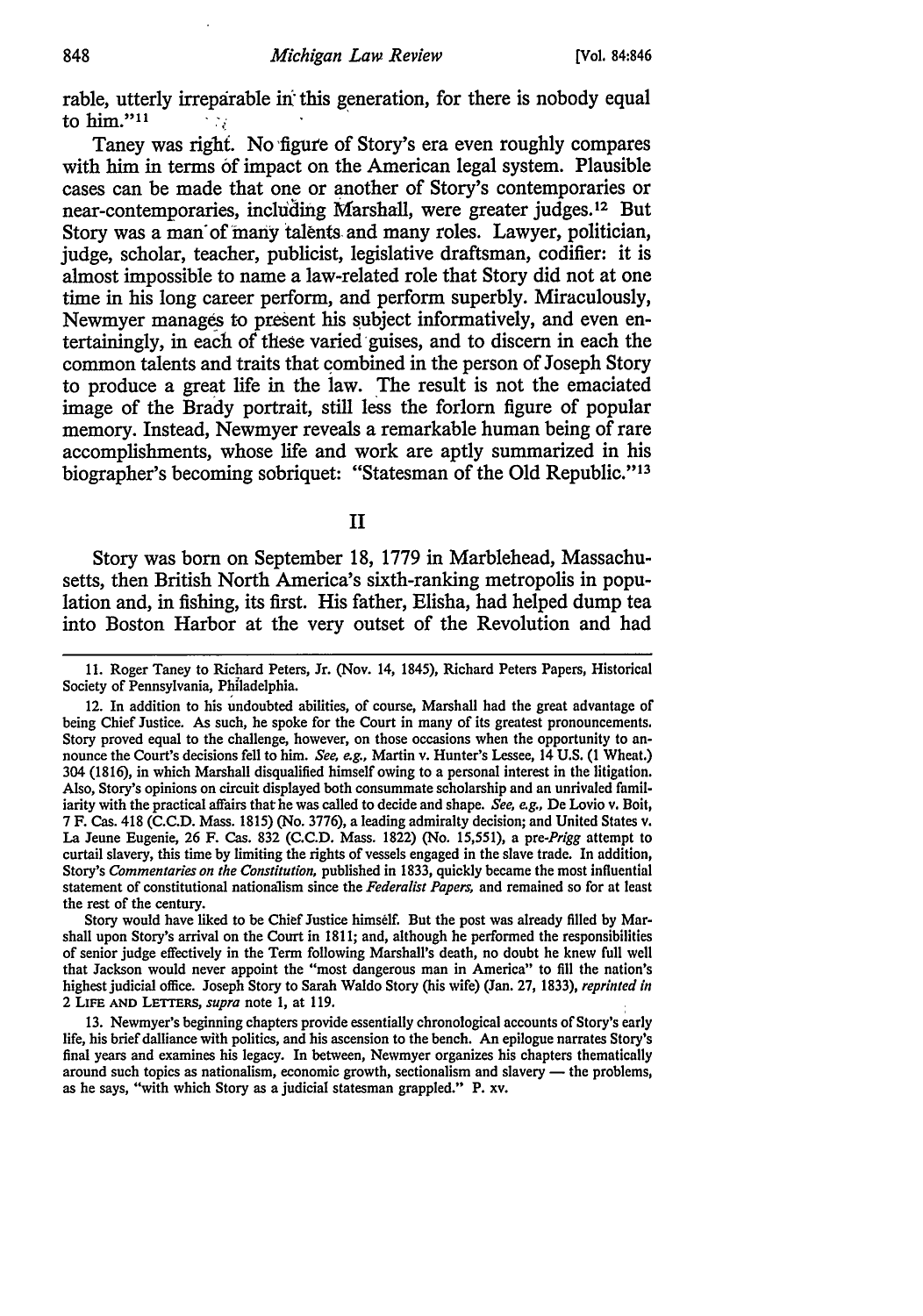rable, utterly irreparable in this generation, for there is nobody equal to him."[11]

Taney was right. No figure of Story's era even roughly compares with him in terms of impact on the American legal system. Plausible cases can be made that one or another of Story's contemporaries or near-contemporaries, including Marshall, were greater judges.[12] But Story was a man of many talents and many roles. Lawyer, politician, judge, scholar, teacher, publicist, legislative draftsman, codifier: it is almost impossible to name a law-related role that Story did not at one time in his long career perform, and perform superbly. Miraculously, Newmyer manages to present his subject informatively, and even entertainingly, in each of these varied guises, and to discern in each the common talents and traits that combined in the person of Joseph Story to produce a great life in the law. The result is not the emaciated image of the Brady portrait, still less the forlorn figure of popular memory. Instead, Newmyer reveals a remarkable human being of rare accomplishments, whose life and work are aptly summarized in his biographer's becoming sobriquet: "Statesman of the Old Republic."[13]

## II

Story was born on September 18, 1779 in Marblehead, Massachusetts, then British North America's sixth-ranking metropolis in population and, in fishing, its first. His father, Elisha, had helped dump tea into Boston Harbor at the very outset of the Revolution and had

---

11. Roger Taney to Richard Peters, Jr. (Nov. 14, 1845), Richard Peters Papers, Historical Society of Pennsylvania, Philadelphia.

12. In addition to his undoubted abilities, of course, Marshall had the great advantage of being Chief Justice. As such, he spoke for the Court in many of its greatest pronouncements. Story proved equal to the challenge, however, on those occasions when the opportunity to announce the Court's decisions fell to him. *See, e.g.,* Martin v. Hunter's Lessee, 14 U.S. (1 Wheat.) 304 (1816), in which Marshall disqualified himself owing to a personal interest in the litigation. Also, Story's opinions on circuit displayed both consummate scholarship and an unrivaled familiarity with the practical affairs that he was called to decide and shape. *See, e.g.,* De Lovio v. Boit, 7 F. Cas. 418 (C.C.D. Mass. 1815) (No. 3776), a leading admiralty decision; and United States v. La Jeune Eugenie, 26 F. Cas. 832 (C.C.D. Mass. 1822) (No. 15,551), a pre-*Prigg* attempt to curtail slavery, this time by limiting the rights of vessels engaged in the slave trade. In addition, Story's *Commentaries on the Constitution,* published in 1833, quickly became the most influential statement of constitutional nationalism since the *Federalist Papers,* and remained so for at least the rest of the century.

Story would have liked to be Chief Justice himself. But the post was already filled by Marshall upon Story's arrival on the Court in 1811; and, although he performed the responsibilities of senior judge effectively in the Term following Marshall's death, no doubt he knew full well that Jackson would never appoint the "most dangerous man in America" to fill the nation's highest judicial office. Joseph Story to Sarah Waldo Story (his wife) (Jan. 27, 1833), *reprinted in* 2 LIFE AND LETTERS, *supra* note 1, at 119.

13. Newmyer's beginning chapters provide essentially chronological accounts of Story's early life, his brief dalliance with politics, and his ascension to the bench. An epilogue narrates Story's final years and examines his legacy. In between, Newmyer organizes his chapters thematically around such topics as nationalism, economic growth, sectionalism and slavery — the problems, as he says, "with which Story as a judicial statesman grappled." P. xv.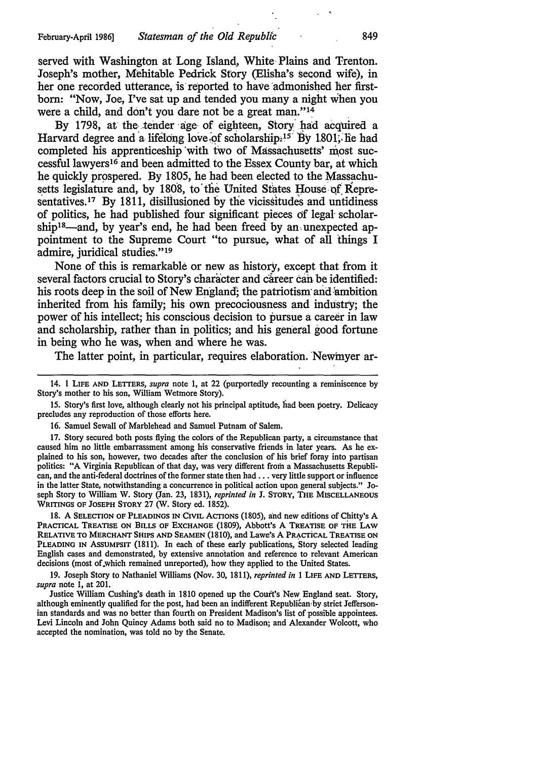served with Washington at Long Island, White Plains and Trenton. Joseph's mother, Mehitable Pedrick Story (Elisha's second wife), in her one recorded utterance, is reported to have admonished her first-born: "Now, Joe, I've sat up and tended you many a night when you were a child, and don't you dare not be a great man."[14]

By 1798, at the tender age of eighteen, Story had acquired a Harvard degree and a lifelong love of scholarship.[15] By 1801, he had completed his apprenticeship with two of Massachusetts' most successful lawyers[16] and been admitted to the Essex County bar, at which he quickly prospered. By 1805, he had been elected to the Massachusetts legislature and, by 1808, to the United States House of Representatives.[17] By 1811, disillusioned by the vicissitudes and untidiness of politics, he had published four significant pieces of legal scholarship[18]—and, by year's end, he had been freed by an unexpected appointment to the Supreme Court "to pursue, what of all things I admire, juridical studies."[19]

None of this is remarkable or new as history, except that from it several factors crucial to Story's character and career can be identified: his roots deep in the soil of New England; the patriotism and ambition inherited from his family; his own precociousness and industry; the power of his intellect; his conscious decision to pursue a career in law and scholarship, rather than in politics; and his general good fortune in being who he was, when and where he was.

The latter point, in particular, requires elaboration. Newmyer ar-

---

14. 1 LIFE AND LETTERS, *supra* note 1, at 22 (purportedly recounting a reminiscence by Story's mother to his son, William Wetmore Story).

15. Story's first love, although clearly not his principal aptitude, had been poetry. Delicacy precludes any reproduction of those efforts here.

16. Samuel Sewall of Marblehead and Samuel Putnam of Salem.

17. Story secured both posts flying the colors of the Republican party, a circumstance that caused him no little embarrassment among his conservative friends in later years. As he explained to his son, however, two decades after the conclusion of his brief foray into partisan politics: "A Virginia Republican of that day, was very different from a Massachusetts Republican, and the anti-federal doctrines of the former state then had . . . very little support or influence in the latter State, notwithstanding a concurrence in political action upon general subjects." Joseph Story to William W. Story (Jan. 23, 1831), *reprinted in* J. STORY, THE MISCELLANEOUS WRITINGS OF JOSEPH STORY 27 (W. Story ed. 1852).

18. A SELECTION OF PLEADINGS IN CIVIL ACTIONS (1805), and new editions of Chitty's A PRACTICAL TREATISE ON BILLS OF EXCHANGE (1809), Abbott's A TREATISE OF THE LAW RELATIVE TO MERCHANT SHIPS AND SEAMEN (1810), and Lawe's A PRACTICAL TREATISE ON PLEADING IN ASSUMPSIT (1811). In each of these early publications, Story selected leading English cases and demonstrated, by extensive annotation and reference to relevant American decisions (most of which remained unreported), how they applied to the United States.

19. Joseph Story to Nathaniel Williams (Nov. 30, 1811), *reprinted in* 1 LIFE AND LETTERS, *supra* note 1, at 201.

Justice William Cushing's death in 1810 opened up the Court's New England seat. Story, although eminently qualified for the post, had been an indifferent Republican by strict Jeffersonian standards and was no better than fourth on President Madison's list of possible appointees. Levi Lincoln and John Quincy Adams both said no to Madison; and Alexander Wolcott, who accepted the nomination, was told no by the Senate.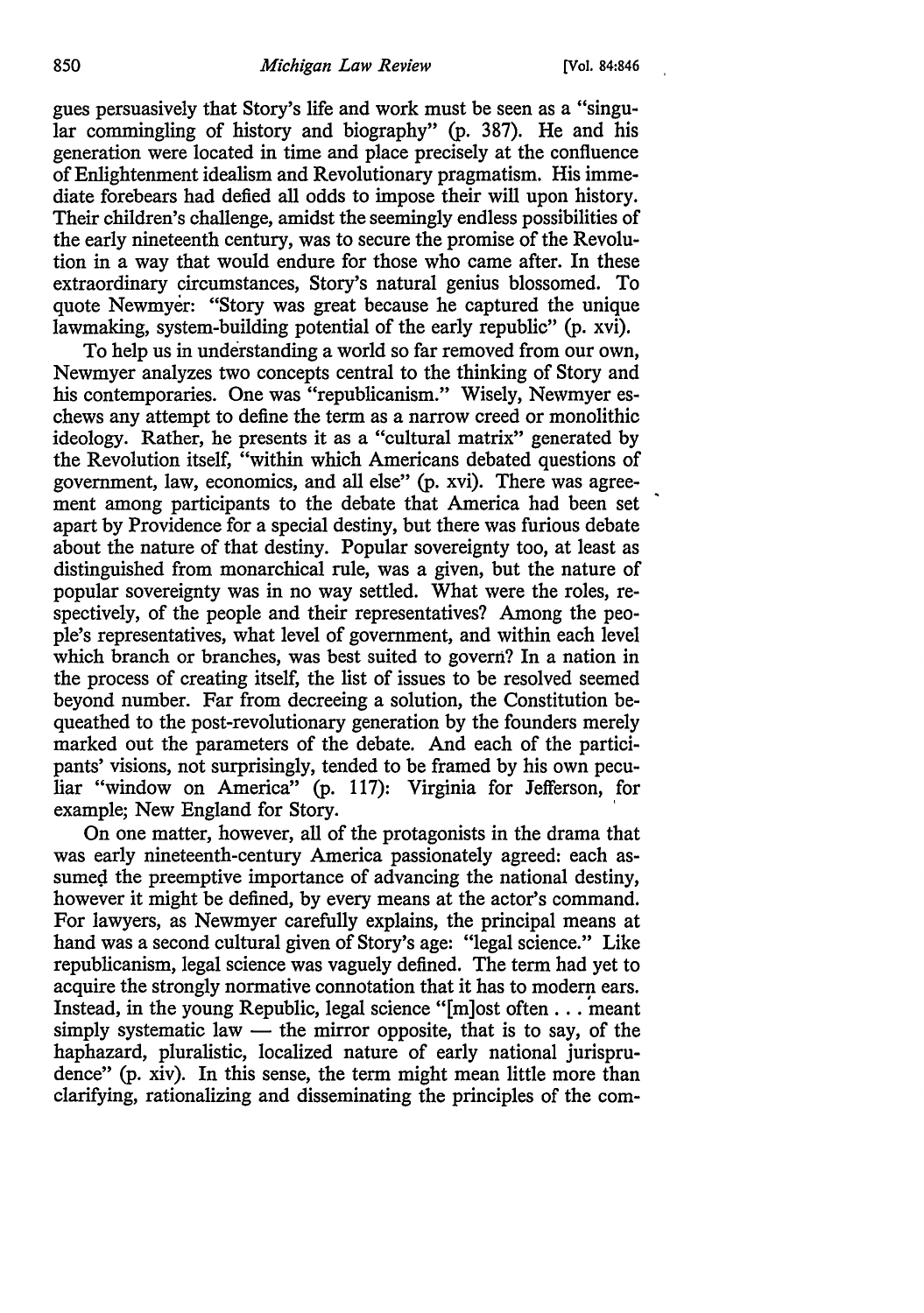gues persuasively that Story's life and work must be seen as a "singular commingling of history and biography" (p. 387). He and his generation were located in time and place precisely at the confluence of Enlightenment idealism and Revolutionary pragmatism. His immediate forebears had defied all odds to impose their will upon history. Their children's challenge, amidst the seemingly endless possibilities of the early nineteenth century, was to secure the promise of the Revolution in a way that would endure for those who came after. In these extraordinary circumstances, Story's natural genius blossomed. To quote Newmyer: "Story was great because he captured the unique lawmaking, system-building potential of the early republic" (p. xvi).

To help us in understanding a world so far removed from our own, Newmyer analyzes two concepts central to the thinking of Story and his contemporaries. One was "republicanism." Wisely, Newmyer eschews any attempt to define the term as a narrow creed or monolithic ideology. Rather, he presents it as a "cultural matrix" generated by the Revolution itself, "within which Americans debated questions of government, law, economics, and all else" (p. xvi). There was agreement among participants to the debate that America had been set apart by Providence for a special destiny, but there was furious debate about the nature of that destiny. Popular sovereignty too, at least as distinguished from monarchical rule, was a given, but the nature of popular sovereignty was in no way settled. What were the roles, respectively, of the people and their representatives? Among the people's representatives, what level of government, and within each level which branch or branches, was best suited to govern? In a nation in the process of creating itself, the list of issues to be resolved seemed beyond number. Far from decreeing a solution, the Constitution bequeathed to the post-revolutionary generation by the founders merely marked out the parameters of the debate. And each of the participants' visions, not surprisingly, tended to be framed by his own peculiar "window on America" (p. 117): Virginia for Jefferson, for example; New England for Story.

On one matter, however, all of the protagonists in the drama that was early nineteenth-century America passionately agreed: each assumed the preemptive importance of advancing the national destiny, however it might be defined, by every means at the actor's command. For lawyers, as Newmyer carefully explains, the principal means at hand was a second cultural given of Story's age: "legal science." Like republicanism, legal science was vaguely defined. The term had yet to acquire the strongly normative connotation that it has to modern ears. Instead, in the young Republic, legal science "[m]ost often . . . meant simply systematic law — the mirror opposite, that is to say, of the haphazard, pluralistic, localized nature of early national jurisprudence" (p. xiv). In this sense, the term might mean little more than clarifying, rationalizing and disseminating the principles of the com-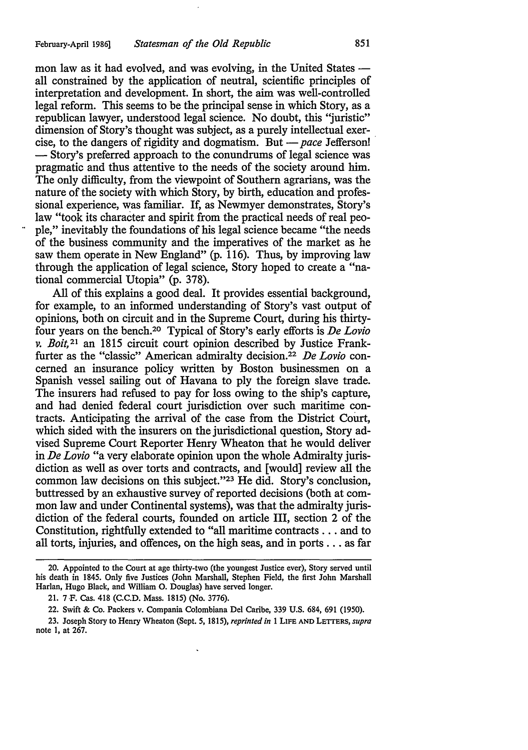mon law as it had evolved, and was evolving, in the United States — all constrained by the application of neutral, scientific principles of interpretation and development. In short, the aim was well-controlled legal reform. This seems to be the principal sense in which Story, as a republican lawyer, understood legal science. No doubt, this "juristic" dimension of Story's thought was subject, as a purely intellectual exercise, to the dangers of rigidity and dogmatism. But — *pace* Jefferson! — Story's preferred approach to the conundrums of legal science was pragmatic and thus attentive to the needs of the society around him. The only difficulty, from the viewpoint of Southern agrarians, was the nature of the society with which Story, by birth, education and professional experience, was familiar. If, as Newmyer demonstrates, Story's law "took its character and spirit from the practical needs of real people," inevitably the foundations of his legal science became "the needs of the business community and the imperatives of the market as he saw them operate in New England" (p. 116). Thus, by improving law through the application of legal science, Story hoped to create a "national commercial Utopia" (p. 378).

All of this explains a good deal. It provides essential background, for example, to an informed understanding of Story's vast output of opinions, both on circuit and in the Supreme Court, during his thirty-four years on the bench.[20] Typical of Story's early efforts is *De Lovio v. Boit,*[21] an 1815 circuit court opinion described by Justice Frankfurter as the "classic" American admiralty decision.[22] *De Lovio* concerned an insurance policy written by Boston businessmen on a Spanish vessel sailing out of Havana to ply the foreign slave trade. The insurers had refused to pay for loss owing to the ship's capture, and had denied federal court jurisdiction over such maritime contracts. Anticipating the arrival of the case from the District Court, which sided with the insurers on the jurisdictional question, Story advised Supreme Court Reporter Henry Wheaton that he would deliver in *De Lovio* "a very elaborate opinion upon the whole Admiralty jurisdiction as well as over torts and contracts, and [would] review all the common law decisions on this subject."[23] He did. Story's conclusion, buttressed by an exhaustive survey of reported decisions (both at common law and under Continental systems), was that the admiralty jurisdiction of the federal courts, founded on article III, section 2 of the Constitution, rightfully extended to "all maritime contracts . . . and to all torts, injuries, and offences, on the high seas, and in ports . . . as far

---

20. Appointed to the Court at age thirty-two (the youngest Justice ever), Story served until his death in 1845. Only five Justices (John Marshall, Stephen Field, the first John Marshall Harlan, Hugo Black, and William O. Douglas) have served longer.

21. 7 F. Cas. 418 (C.C.D. Mass. 1815) (No. 3776).

22. Swift & Co. Packers v. Compania Colombiana Del Caribe, 339 U.S. 684, 691 (1950).

23. Joseph Story to Henry Wheaton (Sept. 5, 1815), *reprinted in* 1 LIFE AND LETTERS, *supra* note 1, at 267.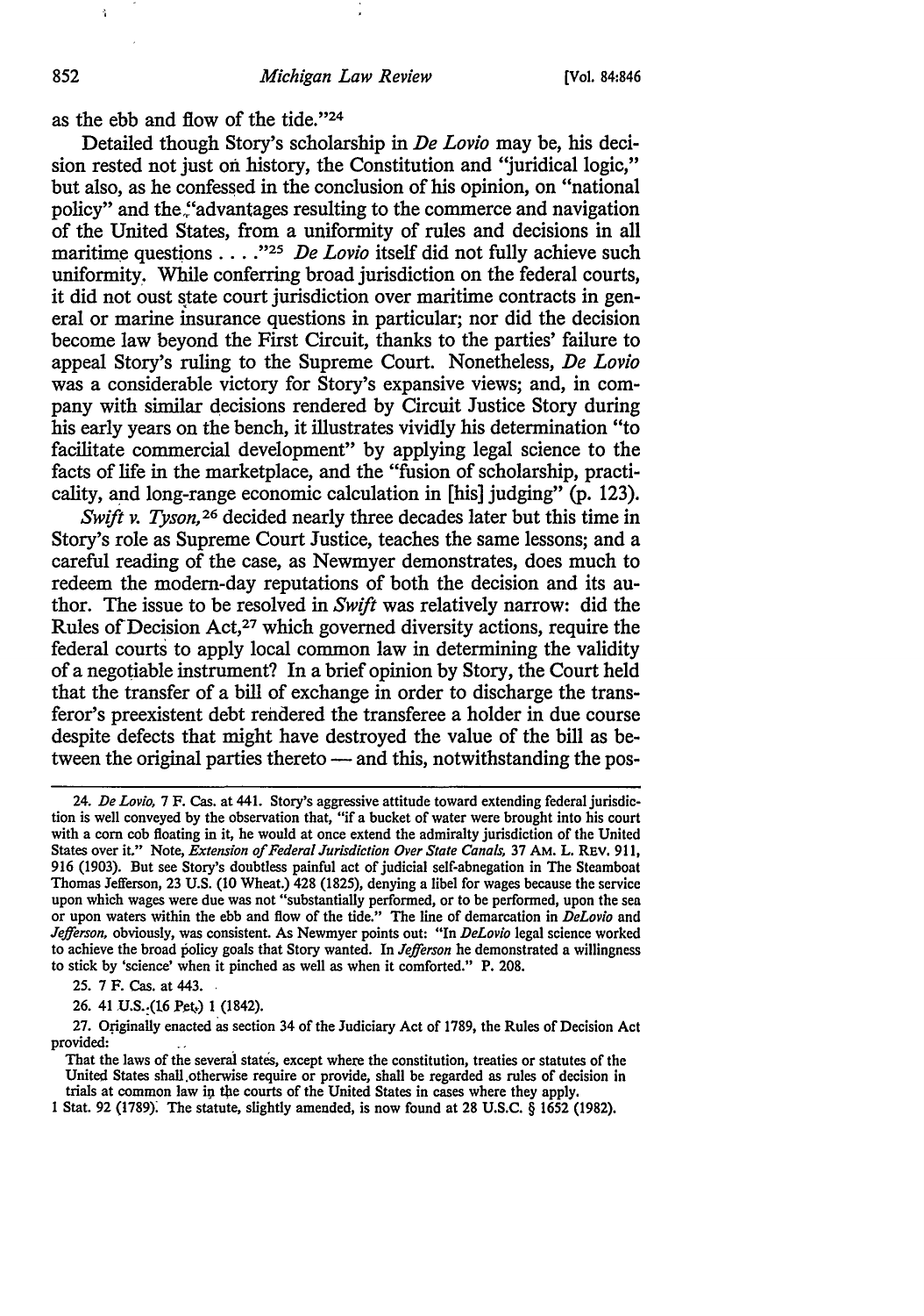as the ebb and flow of the tide."[24]

Detailed though Story's scholarship in *De Lovio* may be, his decision rested not just on history, the Constitution and "juridical logic," but also, as he confessed in the conclusion of his opinion, on "national policy" and the "advantages resulting to the commerce and navigation of the United States, from a uniformity of rules and decisions in all maritime questions . . . ."[25] *De Lovio* itself did not fully achieve such uniformity. While conferring broad jurisdiction on the federal courts, it did not oust state court jurisdiction over maritime contracts in general or marine insurance questions in particular; nor did the decision become law beyond the First Circuit, thanks to the parties' failure to appeal Story's ruling to the Supreme Court. Nonetheless, *De Lovio* was a considerable victory for Story's expansive views; and, in company with similar decisions rendered by Circuit Justice Story during his early years on the bench, it illustrates vividly his determination "to facilitate commercial development" by applying legal science to the facts of life in the marketplace, and the "fusion of scholarship, practicality, and long-range economic calculation in [his] judging" (p. 123).

*Swift v. Tyson*,[26] decided nearly three decades later but this time in Story's role as Supreme Court Justice, teaches the same lessons; and a careful reading of the case, as Newmyer demonstrates, does much to redeem the modern-day reputations of both the decision and its author. The issue to be resolved in *Swift* was relatively narrow: did the Rules of Decision Act,[27] which governed diversity actions, require the federal courts to apply local common law in determining the validity of a negotiable instrument? In a brief opinion by Story, the Court held that the transfer of a bill of exchange in order to discharge the transferor's preexistent debt rendered the transferee a holder in due course despite defects that might have destroyed the value of the bill as between the original parties thereto — and this, notwithstanding the pos-

---

24. *De Lovio*, 7 F. Cas. at 441. Story's aggressive attitude toward extending federal jurisdiction is well conveyed by the observation that, "if a bucket of water were brought into his court with a corn cob floating in it, he would at once extend the admiralty jurisdiction of the United States over it." Note, *Extension of Federal Jurisdiction Over State Canals*, 37 AM. L. REV. 911, 916 (1903). But see Story's doubtless painful act of judicial self-abnegation in The Steamboat Thomas Jefferson, 23 U.S. (10 Wheat.) 428 (1825), denying a libel for wages because the service upon which wages were due was not "substantially performed, or to be performed, upon the sea or upon waters within the ebb and flow of the tide." The line of demarcation in *DeLovio* and *Jefferson*, obviously, was consistent. As Newmyer points out: "In *DeLovio* legal science worked to achieve the broad policy goals that Story wanted. In *Jefferson* he demonstrated a willingness to stick by 'science' when it pinched as well as when it comforted." P. 208.

25. 7 F. Cas. at 443.

26. 41 U.S. (16 Pet.) 1 (1842).

27. Originally enacted as section 34 of the Judiciary Act of 1789, the Rules of Decision Act provided:

> That the laws of the several states, except where the constitution, treaties or statutes of the United States shall otherwise require or provide, shall be regarded as rules of decision in trials at common law in the courts of the United States in cases where they apply.

1 Stat. 92 (1789). The statute, slightly amended, is now found at 28 U.S.C. § 1652 (1982).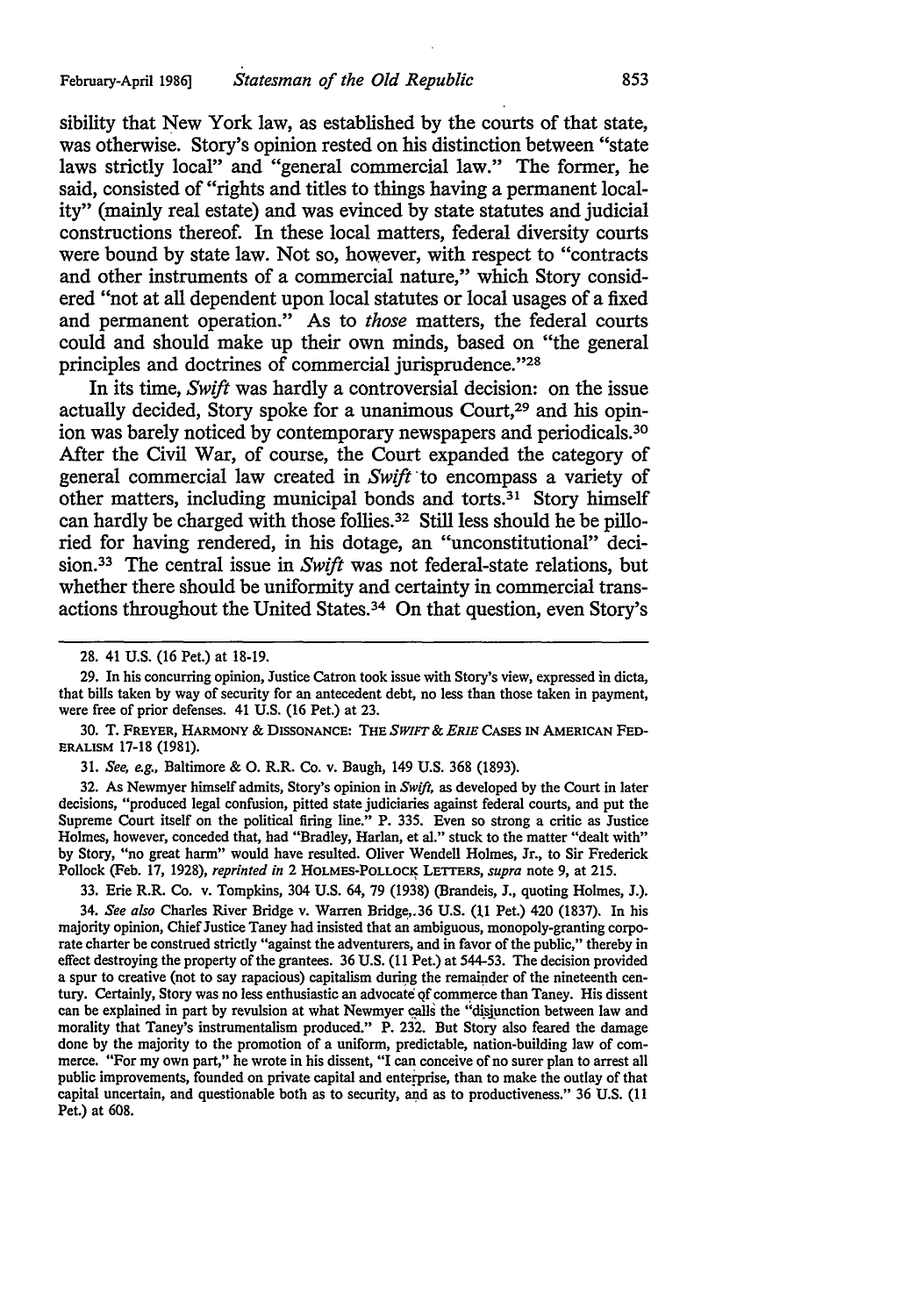sibility that New York law, as established by the courts of that state, was otherwise. Story's opinion rested on his distinction between "state laws strictly local" and "general commercial law." The former, he said, consisted of "rights and titles to things having a permanent locality" (mainly real estate) and was evinced by state statutes and judicial constructions thereof. In these local matters, federal diversity courts were bound by state law. Not so, however, with respect to "contracts and other instruments of a commercial nature," which Story considered "not at all dependent upon local statutes or local usages of a fixed and permanent operation." As to *those* matters, the federal courts could and should make up their own minds, based on "the general principles and doctrines of commercial jurisprudence."[28]

In its time, *Swift* was hardly a controversial decision: on the issue actually decided, Story spoke for a unanimous Court,[29] and his opinion was barely noticed by contemporary newspapers and periodicals.[30] After the Civil War, of course, the Court expanded the category of general commercial law created in *Swift* to encompass a variety of other matters, including municipal bonds and torts.[31] Story himself can hardly be charged with those follies.[32] Still less should he be pilloried for having rendered, in his dotage, an "unconstitutional" decision.[33] The central issue in *Swift* was not federal-state relations, but whether there should be uniformity and certainty in commercial transactions throughout the United States.[34] On that question, even Story's

---

28. 41 U.S. (16 Pet.) at 18-19.

29. In his concurring opinion, Justice Catron took issue with Story's view, expressed in dicta, that bills taken by way of security for an antecedent debt, no less than those taken in payment, were free of prior defenses. 41 U.S. (16 Pet.) at 23.

30. T. FREYER, HARMONY & DISSONANCE: THE *SWIFT* & *ERIE* CASES IN AMERICAN FEDERALISM 17-18 (1981).

31. *See, e.g.*, Baltimore & O. R.R. Co. v. Baugh, 149 U.S. 368 (1893).

32. As Newmyer himself admits, Story's opinion in *Swift*, as developed by the Court in later decisions, "produced legal confusion, pitted state judiciaries against federal courts, and put the Supreme Court itself on the political firing line." P. 335. Even so strong a critic as Justice Holmes, however, conceded that, had "Bradley, Harlan, et al." stuck to the matter "dealt with" by Story, "no great harm" would have resulted. Oliver Wendell Holmes, Jr., to Sir Frederick Pollock (Feb. 17, 1928), *reprinted in* 2 HOLMES-POLLOCK LETTERS, *supra* note 9, at 215.

33. Erie R.R. Co. v. Tompkins, 304 U.S. 64, 79 (1938) (Brandeis, J., quoting Holmes, J.).

34. *See also* Charles River Bridge v. Warren Bridge, 36 U.S. (11 Pet.) 420 (1837). In his majority opinion, Chief Justice Taney had insisted that an ambiguous, monopoly-granting corporate charter be construed strictly "against the adventurers, and in favor of the public," thereby in effect destroying the property of the grantees. 36 U.S. (11 Pet.) at 544-53. The decision provided a spur to creative (not to say rapacious) capitalism during the remainder of the nineteenth century. Certainly, Story was no less enthusiastic an advocate of commerce than Taney. His dissent can be explained in part by revulsion at what Newmyer calls the "disjunction between law and morality that Taney's instrumentalism produced." P. 232. But Story also feared the damage done by the majority to the promotion of a uniform, predictable, nation-building law of commerce. "For my own part," he wrote in his dissent, "I can conceive of no surer plan to arrest all public improvements, founded on private capital and enterprise, than to make the outlay of that capital uncertain, and questionable both as to security, and as to productiveness." 36 U.S. (11 Pet.) at 608.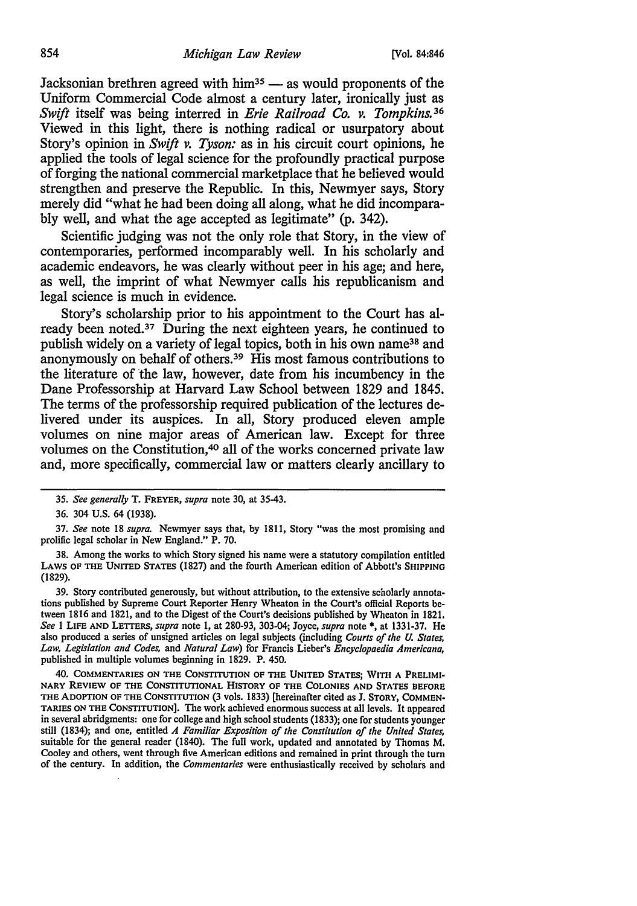Jacksonian brethren agreed with him[35] — as would proponents of the Uniform Commercial Code almost a century later, ironically just as *Swift* itself was being interred in *Erie Railroad Co. v. Tompkins.*[36] Viewed in this light, there is nothing radical or usurpatory about Story's opinion in *Swift v. Tyson:* as in his circuit court opinions, he applied the tools of legal science for the profoundly practical purpose of forging the national commercial marketplace that he believed would strengthen and preserve the Republic. In this, Newmyer says, Story merely did "what he had been doing all along, what he did incomparably well, and what the age accepted as legitimate" (p. 342).

Scientific judging was not the only role that Story, in the view of contemporaries, performed incomparably well. In his scholarly and academic endeavors, he was clearly without peer in his age; and here, as well, the imprint of what Newmyer calls his republicanism and legal science is much in evidence.

Story's scholarship prior to his appointment to the Court has already been noted.[37] During the next eighteen years, he continued to publish widely on a variety of legal topics, both in his own name[38] and anonymously on behalf of others.[39] His most famous contributions to the literature of the law, however, date from his incumbency in the Dane Professorship at Harvard Law School between 1829 and 1845. The terms of the professorship required publication of the lectures delivered under its auspices. In all, Story produced eleven ample volumes on nine major areas of American law. Except for three volumes on the Constitution,[40] all of the works concerned private law and, more specifically, commercial law or matters clearly ancillary to

---

35. *See generally* T. FREYER, *supra* note 30, at 35-43.

36. 304 U.S. 64 (1938).

37. *See* note 18 *supra.* Newmyer says that, by 1811, Story "was the most promising and prolific legal scholar in New England." P. 70.

38. Among the works to which Story signed his name were a statutory compilation entitled LAWS OF THE UNITED STATES (1827) and the fourth American edition of Abbott's SHIPPING (1829).

39. Story contributed generously, but without attribution, to the extensive scholarly annotations published by Supreme Court Reporter Henry Wheaton in the Court's official Reports between 1816 and 1821, and to the Digest of the Court's decisions published by Wheaton in 1821. *See* 1 LIFE AND LETTERS, *supra* note 1, at 280-93, 303-04; Joyce, *supra* note *, at 1331-37. He also produced a series of unsigned articles on legal subjects (including *Courts of the U. States, Law, Legislation and Codes,* and *Natural Law*) for Francis Lieber's *Encyclopaedia Americana,* published in multiple volumes beginning in 1829. P. 450.

40. COMMENTARIES ON THE CONSTITUTION OF THE UNITED STATES; WITH A PRELIMINARY REVIEW OF THE CONSTITUTIONAL HISTORY OF THE COLONIES AND STATES BEFORE THE ADOPTION OF THE CONSTITUTION (3 vols. 1833) [hereinafter cited as J. STORY, COMMENTARIES ON THE CONSTITUTION]. The work achieved enormous success at all levels. It appeared in several abridgments: one for college and high school students (1833); one for students younger still (1834); and one, entitled *A Familiar Exposition of the Constitution of the United States,* suitable for the general reader (1840). The full work, updated and annotated by Thomas M. Cooley and others, went through five American editions and remained in print through the turn of the century. In addition, the *Commentaries* were enthusiastically received by scholars and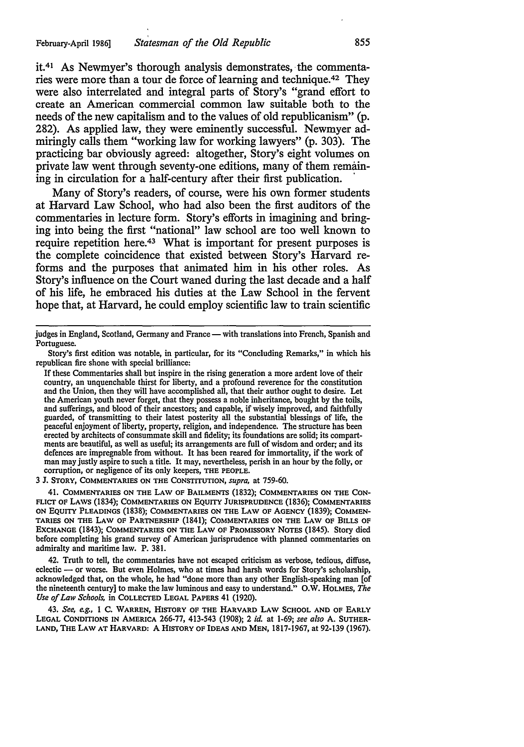it.[41] As Newmyer's thorough analysis demonstrates, the commentaries were more than a tour de force of learning and technique.[42] They were also interrelated and integral parts of Story's "grand effort to create an American commercial common law suitable both to the needs of the new capitalism and to the values of old republicanism" (p. 282). As applied law, they were eminently successful. Newmyer admiringly calls them "working law for working lawyers" (p. 303). The practicing bar obviously agreed: altogether, Story's eight volumes on private law went through seventy-one editions, many of them remaining in circulation for a half-century after their first publication.

Many of Story's readers, of course, were his own former students at Harvard Law School, who had also been the first auditors of the commentaries in lecture form. Story's efforts in imagining and bringing into being the first "national" law school are too well known to require repetition here.[43] What is important for present purposes is the complete coincidence that existed between Story's Harvard reforms and the purposes that animated him in his other roles. As Story's influence on the Court waned during the last decade and a half of his life, he embraced his duties at the Law School in the fervent hope that, at Harvard, he could employ scientific law to train scientific

---

judges in England, Scotland, Germany and France — with translations into French, Spanish and Portuguese.

Story's first edition was notable, in particular, for its "Concluding Remarks," in which his republican fire shone with special brilliance:

> If these Commentaries shall but inspire in the rising generation a more ardent love of their country, an unquenchable thirst for liberty, and a profound reverence for the constitution and the Union, then they will have accomplished all, that their author ought to desire. Let the American youth never forget, that they possess a noble inheritance, bought by the toils, and sufferings, and blood of their ancestors; and capable, if wisely improved, and faithfully guarded, of transmitting to their latest posterity all the substantial blessings of life, the peaceful enjoyment of liberty, property, religion, and independence. The structure has been erected by architects of consummate skill and fidelity; its foundations are solid; its compartments are beautiful, as well as useful; its arrangements are full of wisdom and order; and its defences are impregnable from without. It has been reared for immortality, if the work of man may justly aspire to such a title. It may, nevertheless, perish in an hour by the folly, or corruption, or negligence of its only keepers, THE PEOPLE.

3 J. STORY, COMMENTARIES ON THE CONSTITUTION, *supra*, at 759-60.

41. COMMENTARIES ON THE LAW OF BAILMENTS (1832); COMMENTARIES ON THE CONFLICT OF LAWS (1834); COMMENTARIES ON EQUITY JURISPRUDENCE (1836); COMMENTARIES ON EQUITY PLEADINGS (1838); COMMENTARIES ON THE LAW OF AGENCY (1839); COMMENTARIES ON THE LAW OF PARTNERSHIP (1841); COMMENTARIES ON THE LAW OF BILLS OF EXCHANGE (1843); COMMENTARIES ON THE LAW OF PROMISSORY NOTES (1845). Story died before completing his grand survey of American jurisprudence with planned commentaries on admiralty and maritime law. P. 381.

42. Truth to tell, the commentaries have not escaped criticism as verbose, tedious, diffuse, eclectic — or worse. But even Holmes, who at times had harsh words for Story's scholarship, acknowledged that, on the whole, he had "done more than any other English-speaking man [of the nineteenth century] to make the law luminous and easy to understand." O.W. HOLMES, *The Use of Law Schools*, in COLLECTED LEGAL PAPERS 41 (1920).

43. *See, e.g.*, 1 C. WARREN, HISTORY OF THE HARVARD LAW SCHOOL AND OF EARLY LEGAL CONDITIONS IN AMERICA 266-77, 413-543 (1908); 2 *id.* at 1-69; *see also* A. SUTHERLAND, THE LAW AT HARVARD: A HISTORY OF IDEAS AND MEN, 1817-1967, at 92-139 (1967).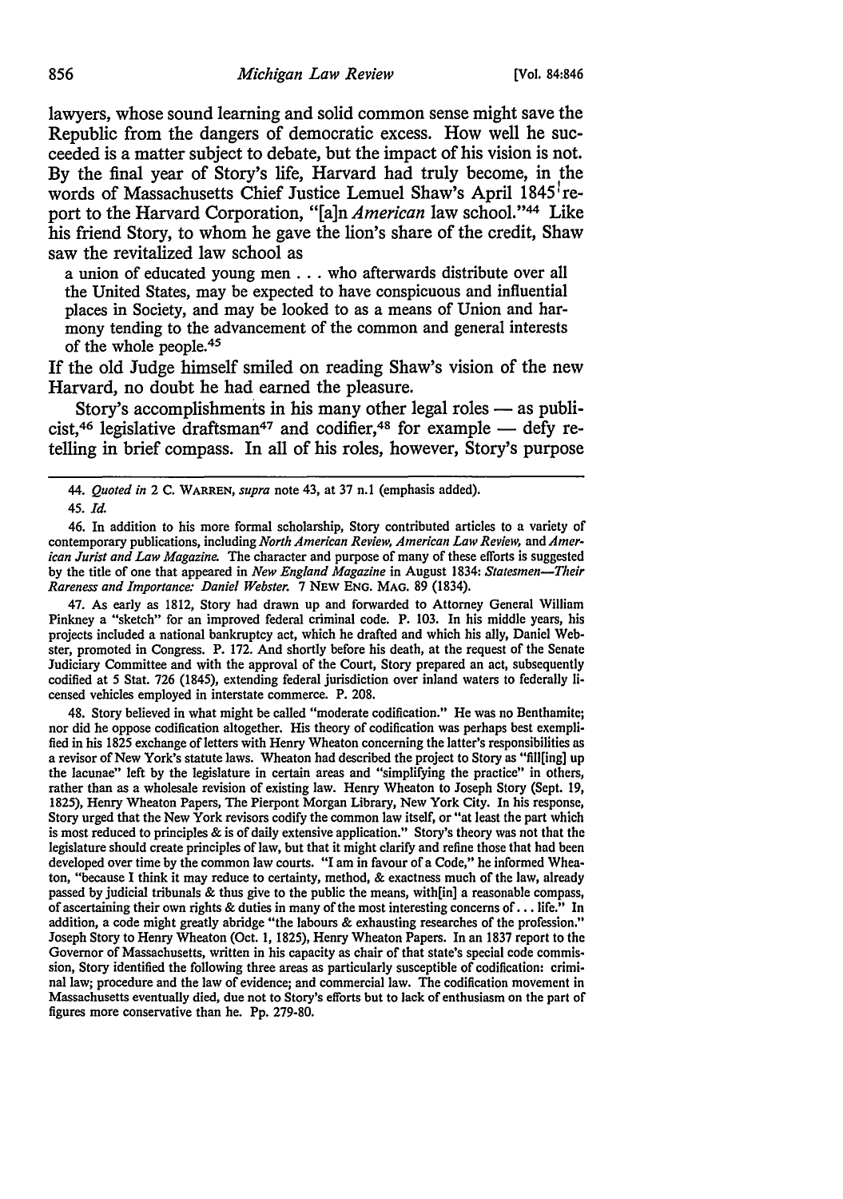lawyers, whose sound learning and solid common sense might save the Republic from the dangers of democratic excess. How well he succeeded is a matter subject to debate, but the impact of his vision is not. By the final year of Story's life, Harvard had truly become, in the words of Massachusetts Chief Justice Lemuel Shaw's April 1845 report to the Harvard Corporation, "[a]n *American* law school."[44] Like his friend Story, to whom he gave the lion's share of the credit, Shaw saw the revitalized law school as

> a union of educated young men . . . who afterwards distribute over all the United States, may be expected to have conspicuous and influential places in Society, and may be looked to as a means of Union and harmony tending to the advancement of the common and general interests of the whole people.[45]

If the old Judge himself smiled on reading Shaw's vision of the new Harvard, no doubt he had earned the pleasure.

Story's accomplishments in his many other legal roles — as publicist,[46] legislative draftsman[47] and codifier,[48] for example — defy retelling in brief compass. In all of his roles, however, Story's purpose

---

44. *Quoted in* 2 C. WARREN, *supra* note 43, at 37 n.1 (emphasis added).

45. *Id.*

46. In addition to his more formal scholarship, Story contributed articles to a variety of contemporary publications, including *North American Review, American Law Review,* and *American Jurist and Law Magazine.* The character and purpose of many of these efforts is suggested by the title of one that appeared in *New England Magazine* in August 1834: *Statesmen—Their Rareness and Importance: Daniel Webster.* 7 NEW ENG. MAG. 89 (1834).

47. As early as 1812, Story had drawn up and forwarded to Attorney General William Pinkney a "sketch" for an improved federal criminal code. P. 103. In his middle years, his projects included a national bankruptcy act, which he drafted and which his ally, Daniel Webster, promoted in Congress. P. 172. And shortly before his death, at the request of the Senate Judiciary Committee and with the approval of the Court, Story prepared an act, subsequently codified at 5 Stat. 726 (1845), extending federal jurisdiction over inland waters to federally licensed vehicles employed in interstate commerce. P. 208.

48. Story believed in what might be called "moderate codification." He was no Benthamite; nor did he oppose codification altogether. His theory of codification was perhaps best exemplified in his 1825 exchange of letters with Henry Wheaton concerning the latter's responsibilities as a revisor of New York's statute laws. Wheaton had described the project to Story as "fill[ing] up the lacunae" left by the legislature in certain areas and "simplifying the practice" in others, rather than as a wholesale revision of existing law. Henry Wheaton to Joseph Story (Sept. 19, 1825), Henry Wheaton Papers, The Pierpont Morgan Library, New York City. In his response, Story urged that the New York revisors codify the common law itself, or "at least the part which is most reduced to principles & is of daily extensive application." Story's theory was not that the legislature should create principles of law, but that it might clarify and refine those that had been developed over time by the common law courts. "I am in favour of a Code," he informed Wheaton, "because I think it may reduce to certainty, method, & exactness much of the law, already passed by judicial tribunals & thus give to the public the means, with[in] a reasonable compass, of ascertaining their own rights & duties in many of the most interesting concerns of . . . life." In addition, a code might greatly abridge "the labours & exhausting researches of the profession." Joseph Story to Henry Wheaton (Oct. 1, 1825), Henry Wheaton Papers. In an 1837 report to the Governor of Massachusetts, written in his capacity as chair of that state's special code commission, Story identified the following three areas as particularly susceptible of codification: criminal law; procedure and the law of evidence; and commercial law. The codification movement in Massachusetts eventually died, due not to Story's efforts but to lack of enthusiasm on the part of figures more conservative than he. Pp. 279-80.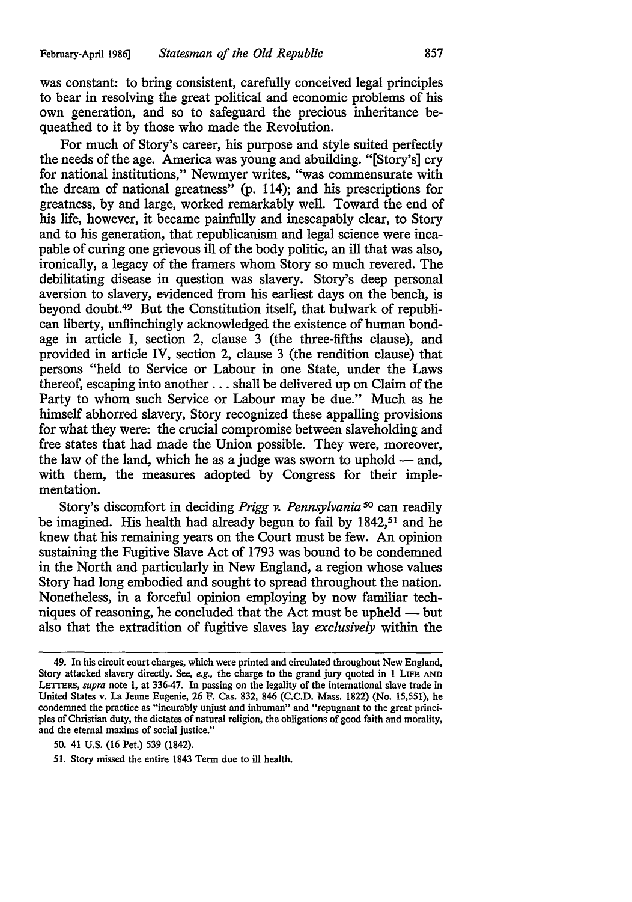was constant: to bring consistent, carefully conceived legal principles to bear in resolving the great political and economic problems of his own generation, and so to safeguard the precious inheritance bequeathed to it by those who made the Revolution.

For much of Story's career, his purpose and style suited perfectly the needs of the age. America was young and abuilding. "[Story's] cry for national institutions," Newmyer writes, "was commensurate with the dream of national greatness" (p. 114); and his prescriptions for greatness, by and large, worked remarkably well. Toward the end of his life, however, it became painfully and inescapably clear, to Story and to his generation, that republicanism and legal science were incapable of curing one grievous ill of the body politic, an ill that was also, ironically, a legacy of the framers whom Story so much revered. The debilitating disease in question was slavery. Story's deep personal aversion to slavery, evidenced from his earliest days on the bench, is beyond doubt.[49] But the Constitution itself, that bulwark of republican liberty, unflinchingly acknowledged the existence of human bondage in article I, section 2, clause 3 (the three-fifths clause), and provided in article IV, section 2, clause 3 (the rendition clause) that persons "held to Service or Labour in one State, under the Laws thereof, escaping into another . . . shall be delivered up on Claim of the Party to whom such Service or Labour may be due." Much as he himself abhorred slavery, Story recognized these appalling provisions for what they were: the crucial compromise between slaveholding and free states that had made the Union possible. They were, moreover, the law of the land, which he as a judge was sworn to uphold — and, with them, the measures adopted by Congress for their implementation.

Story's discomfort in deciding *Prigg v. Pennsylvania*[50] can readily be imagined. His health had already begun to fail by 1842,[51] and he knew that his remaining years on the Court must be few. An opinion sustaining the Fugitive Slave Act of 1793 was bound to be condemned in the North and particularly in New England, a region whose values Story had long embodied and sought to spread throughout the nation. Nonetheless, in a forceful opinion employing by now familiar techniques of reasoning, he concluded that the Act must be upheld — but also that the extradition of fugitive slaves lay *exclusively* within the

49. In his circuit court charges, which were printed and circulated throughout New England, Story attacked slavery directly. See, *e.g.*, the charge to the grand jury quoted in 1 LIFE AND LETTERS, *supra* note 1, at 336-47. In passing on the legality of the international slave trade in United States v. La Jeune Eugenie, 26 F. Cas. 832, 846 (C.C.D. Mass. 1822) (No. 15,551), he condemned the practice as "incurably unjust and inhuman" and "repugnant to the great principles of Christian duty, the dictates of natural religion, the obligations of good faith and morality, and the eternal maxims of social justice."

50. 41 U.S. (16 Pet.) 539 (1842).

51. Story missed the entire 1843 Term due to ill health.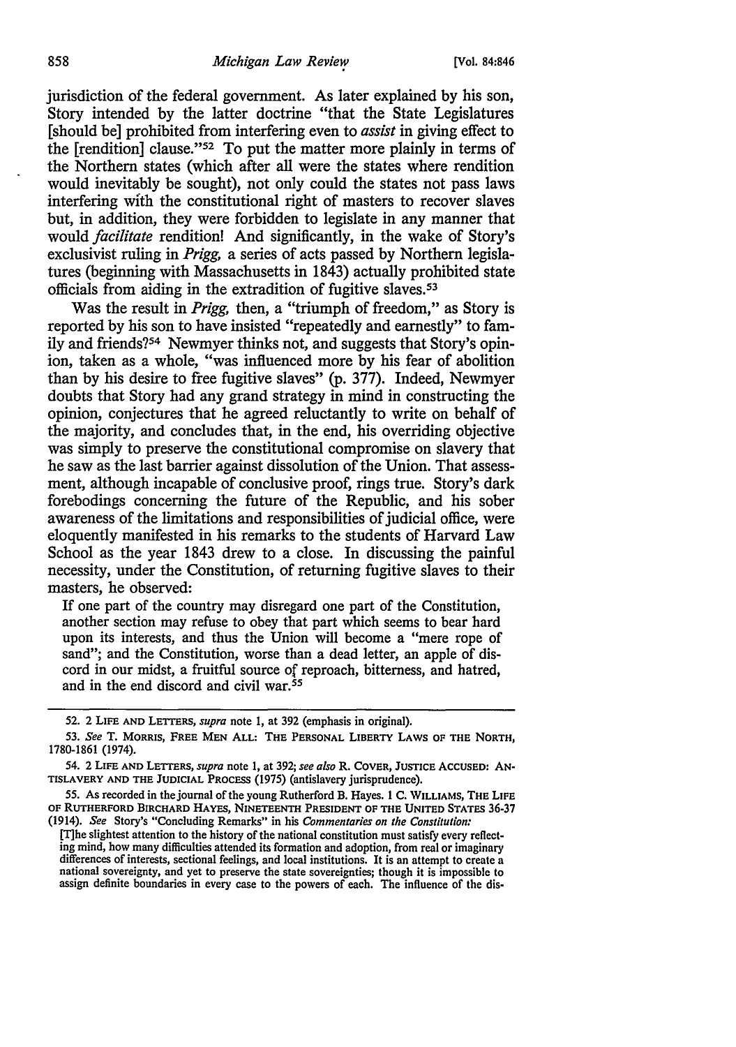jurisdiction of the federal government. As later explained by his son, Story intended by the latter doctrine "that the State Legislatures [should be] prohibited from interfering even to *assist* in giving effect to the [rendition] clause."[52] To put the matter more plainly in terms of the Northern states (which after all were the states where rendition would inevitably be sought), not only could the states not pass laws interfering with the constitutional right of masters to recover slaves but, in addition, they were forbidden to legislate in any manner that would *facilitate* rendition! And significantly, in the wake of Story's exclusivist ruling in *Prigg*, a series of acts passed by Northern legislatures (beginning with Massachusetts in 1843) actually prohibited state officials from aiding in the extradition of fugitive slaves.[53]

Was the result in *Prigg*, then, a "triumph of freedom," as Story is reported by his son to have insisted "repeatedly and earnestly" to family and friends?[54] Newmyer thinks not, and suggests that Story's opinion, taken as a whole, "was influenced more by his fear of abolition than by his desire to free fugitive slaves" (p. 377). Indeed, Newmyer doubts that Story had any grand strategy in mind in constructing the opinion, conjectures that he agreed reluctantly to write on behalf of the majority, and concludes that, in the end, his overriding objective was simply to preserve the constitutional compromise on slavery that he saw as the last barrier against dissolution of the Union. That assessment, although incapable of conclusive proof, rings true. Story's dark forebodings concerning the future of the Republic, and his sober awareness of the limitations and responsibilities of judicial office, were eloquently manifested in his remarks to the students of Harvard Law School as the year 1843 drew to a close. In discussing the painful necessity, under the Constitution, of returning fugitive slaves to their masters, he observed:

> If one part of the country may disregard one part of the Constitution, another section may refuse to obey that part which seems to bear hard upon its interests, and thus the Union will become a "mere rope of sand"; and the Constitution, worse than a dead letter, an apple of discord in our midst, a fruitful source of reproach, bitterness, and hatred, and in the end discord and civil war.[55]

---

52. 2 LIFE AND LETTERS, *supra* note 1, at 392 (emphasis in original).

53. *See* T. MORRIS, FREE MEN ALL: THE PERSONAL LIBERTY LAWS OF THE NORTH, 1780-1861 (1974).

54. 2 LIFE AND LETTERS, *supra* note 1, at 392; *see also* R. COVER, JUSTICE ACCUSED: ANTISLAVERY AND THE JUDICIAL PROCESS (1975) (antislavery jurisprudence).

55. As recorded in the journal of the young Rutherford B. Hayes. 1 C. WILLIAMS, THE LIFE OF RUTHERFORD BIRCHARD HAYES, NINETEENTH PRESIDENT OF THE UNITED STATES 36-37 (1914). *See* Story's "Concluding Remarks" in his *Commentaries on the Constitution:*

> [T]he slightest attention to the history of the national constitution must satisfy every reflecting mind, how many difficulties attended its formation and adoption, from real or imaginary differences of interests, sectional feelings, and local institutions. It is an attempt to create a national sovereignty, and yet to preserve the state sovereignties; though it is impossible to assign definite boundaries in every case to the powers of each. The influence of the dis-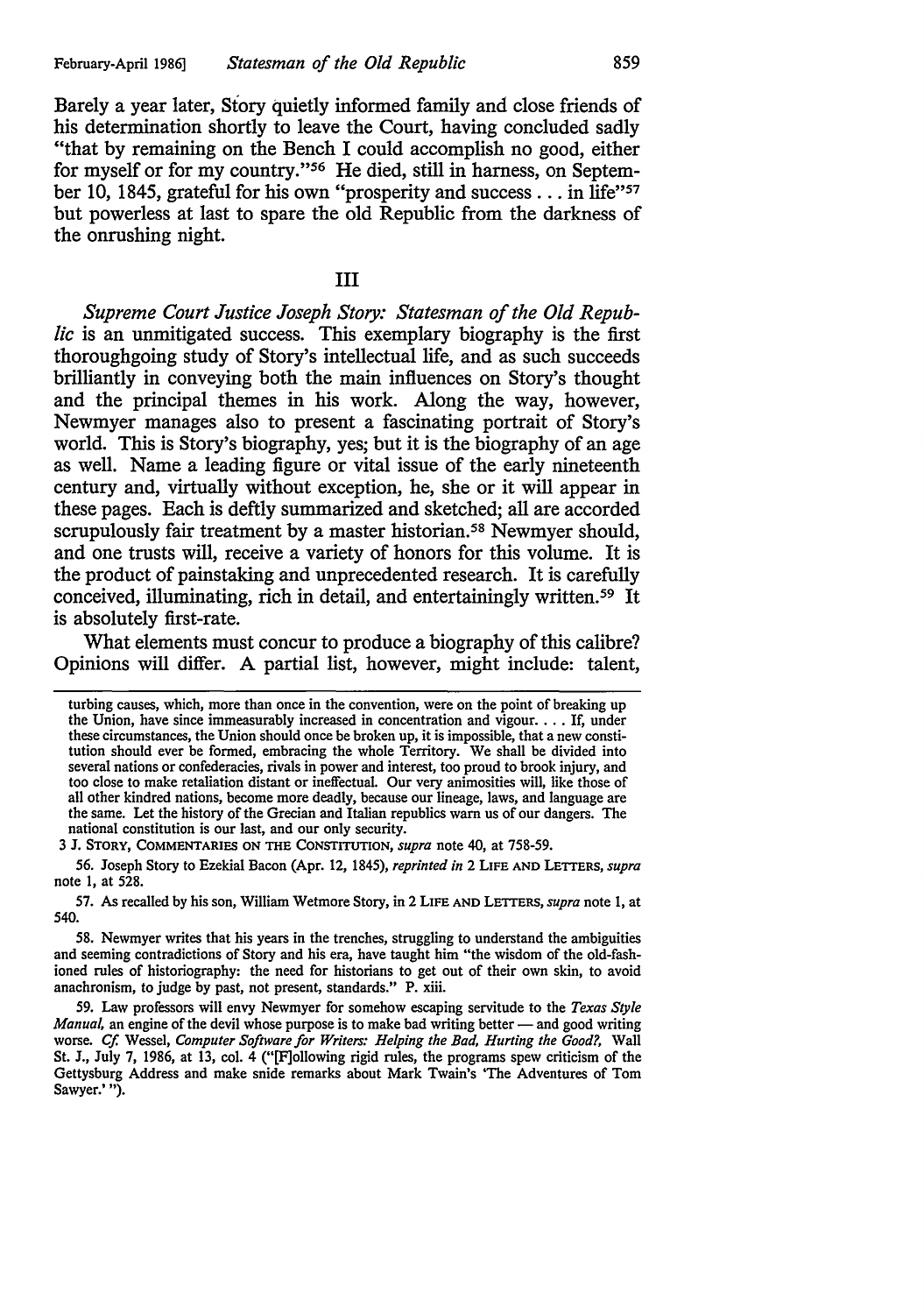Barely a year later, Story quietly informed family and close friends of his determination shortly to leave the Court, having concluded sadly "that by remaining on the Bench I could accomplish no good, either for myself or for my country."[56] He died, still in harness, on September 10, 1845, grateful for his own "prosperity and success . . . in life"[57] but powerless at last to spare the old Republic from the darkness of the onrushing night.

## III

*Supreme Court Justice Joseph Story: Statesman of the Old Republic* is an unmitigated success. This exemplary biography is the first thoroughgoing study of Story's intellectual life, and as such succeeds brilliantly in conveying both the main influences on Story's thought and the principal themes in his work. Along the way, however, Newmyer manages also to present a fascinating portrait of Story's world. This is Story's biography, yes; but it is the biography of an age as well. Name a leading figure or vital issue of the early nineteenth century and, virtually without exception, he, she or it will appear in these pages. Each is deftly summarized and sketched; all are accorded scrupulously fair treatment by a master historian.[58] Newmyer should, and one trusts will, receive a variety of honors for this volume. It is the product of painstaking and unprecedented research. It is carefully conceived, illuminating, rich in detail, and entertainingly written.[59] It is absolutely first-rate.

What elements must concur to produce a biography of this calibre? Opinions will differ. A partial list, however, might include: talent,

---

turbing causes, which, more than once in the convention, were on the point of breaking up the Union, have since immeasurably increased in concentration and vigour. . . . If, under these circumstances, the Union should once be broken up, it is impossible, that a new constitution should ever be formed, embracing the whole Territory. We shall be divided into several nations or confederacies, rivals in power and interest, too proud to brook injury, and too close to make retaliation distant or ineffectual. Our very animosities will, like those of all other kindred nations, become more deadly, because our lineage, laws, and language are the same. Let the history of the Grecian and Italian republics warn us of our dangers. The national constitution is our last, and our only security.

3 J. STORY, COMMENTARIES ON THE CONSTITUTION, *supra* note 40, at 758-59.

56. Joseph Story to Ezekial Bacon (Apr. 12, 1845), *reprinted in* 2 LIFE AND LETTERS, *supra* note 1, at 528.

57. As recalled by his son, William Wetmore Story, in 2 LIFE AND LETTERS, *supra* note 1, at 540.

58. Newmyer writes that his years in the trenches, struggling to understand the ambiguities and seeming contradictions of Story and his era, have taught him "the wisdom of the old-fashioned rules of historiography: the need for historians to get out of their own skin, to avoid anachronism, to judge by past, not present, standards." P. xiii.

59. Law professors will envy Newmyer for somehow escaping servitude to the *Texas Style Manual*, an engine of the devil whose purpose is to make bad writing better — and good writing worse. *Cf.* Wessel, *Computer Software for Writers: Helping the Bad, Hurting the Good?*, Wall St. J., July 7, 1986, at 13, col. 4 ("[F]ollowing rigid rules, the programs spew criticism of the Gettysburg Address and make snide remarks about Mark Twain's 'The Adventures of Tom Sawyer.' ").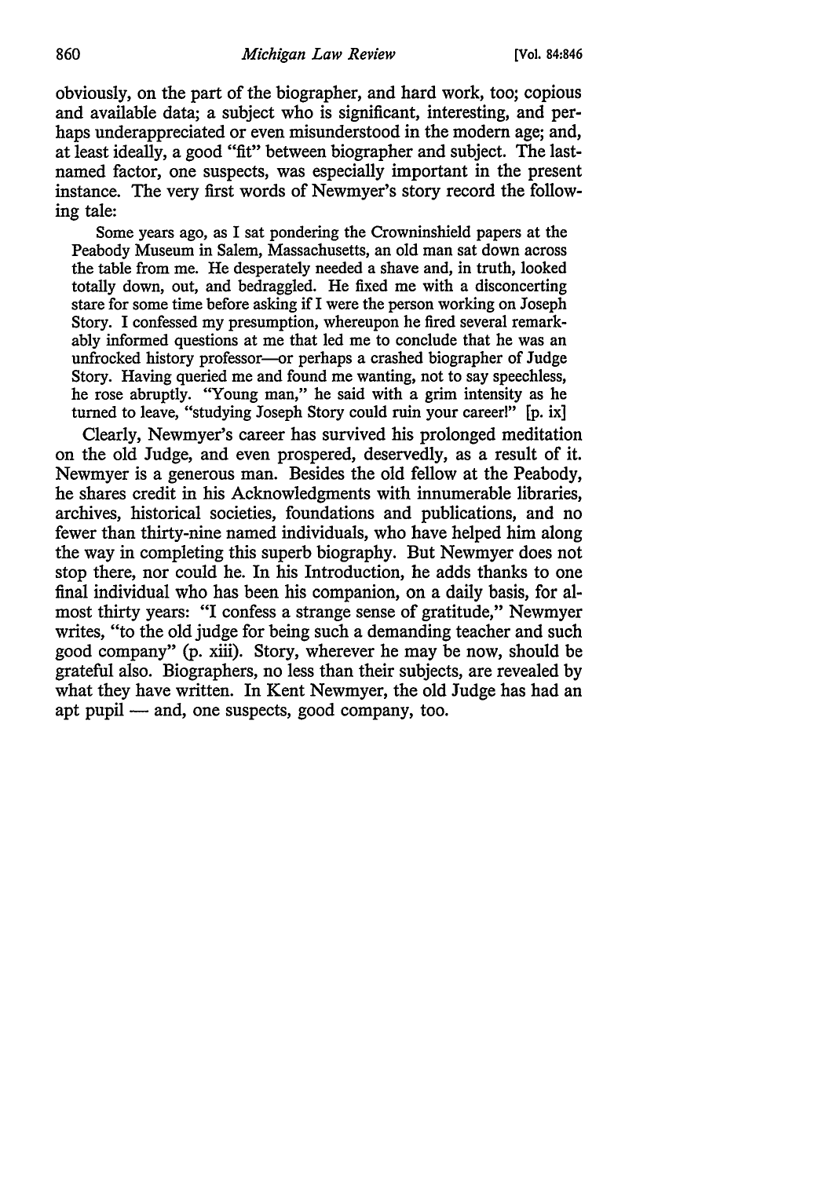obviously, on the part of the biographer, and hard work, too; copious and available data; a subject who is significant, interesting, and perhaps underappreciated or even misunderstood in the modern age; and, at least ideally, a good "fit" between biographer and subject. The last-named factor, one suspects, was especially important in the present instance. The very first words of Newmyer's story record the following tale:

> Some years ago, as I sat pondering the Crowninshield papers at the Peabody Museum in Salem, Massachusetts, an old man sat down across the table from me. He desperately needed a shave and, in truth, looked totally down, out, and bedraggled. He fixed me with a disconcerting stare for some time before asking if I were the person working on Joseph Story. I confessed my presumption, whereupon he fired several remarkably informed questions at me that led me to conclude that he was an unfrocked history professor—or perhaps a crashed biographer of Judge Story. Having queried me and found me wanting, not to say speechless, he rose abruptly. "Young man," he said with a grim intensity as he turned to leave, "studying Joseph Story could ruin your career!" [p. ix]

Clearly, Newmyer's career has survived his prolonged meditation on the old Judge, and even prospered, deservedly, as a result of it. Newmyer is a generous man. Besides the old fellow at the Peabody, he shares credit in his Acknowledgments with innumerable libraries, archives, historical societies, foundations and publications, and no fewer than thirty-nine named individuals, who have helped him along the way in completing this superb biography. But Newmyer does not stop there, nor could he. In his Introduction, he adds thanks to one final individual who has been his companion, on a daily basis, for almost thirty years: "I confess a strange sense of gratitude," Newmyer writes, "to the old judge for being such a demanding teacher and such good company" (p. xiii). Story, wherever he may be now, should be grateful also. Biographers, no less than their subjects, are revealed by what they have written. In Kent Newmyer, the old Judge has had an apt pupil — and, one suspects, good company, too.